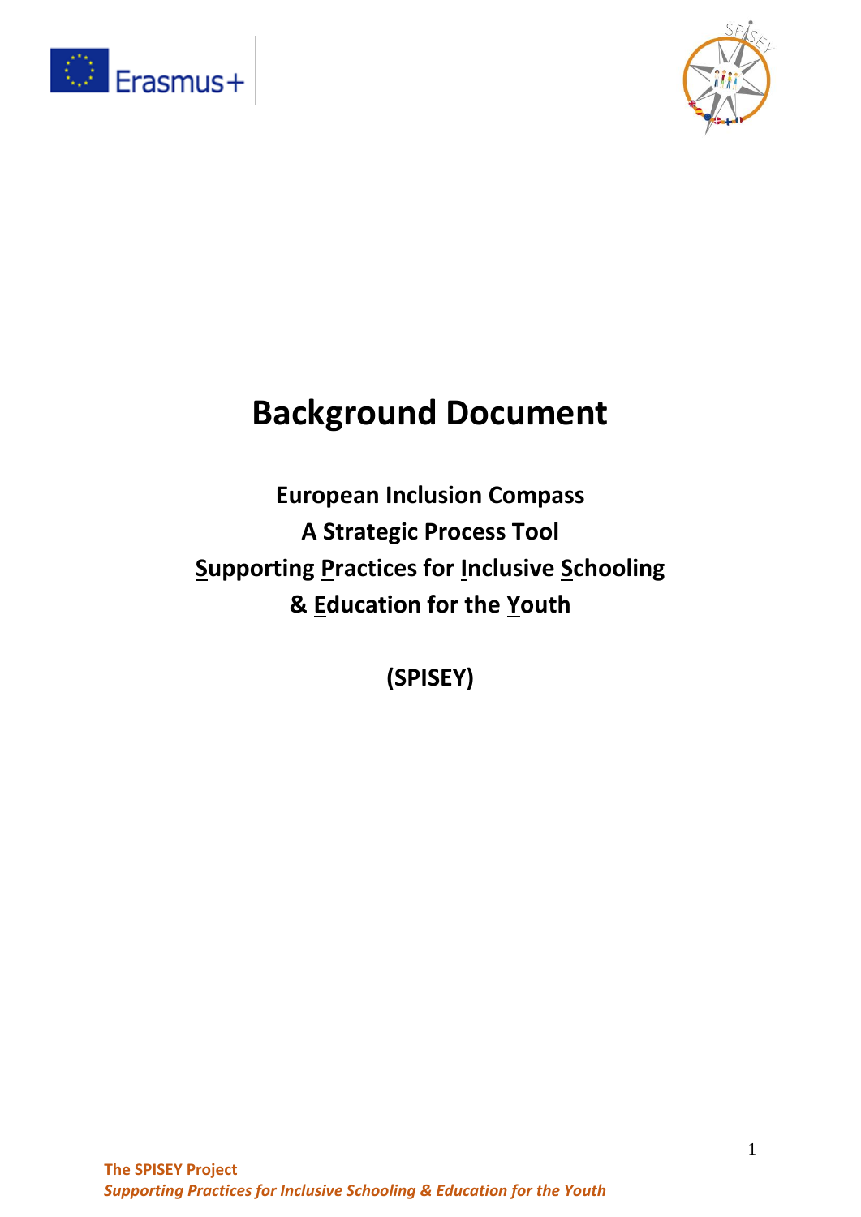# Background Document

**European Inclusion Compass**
**A Strategic Process Tool**
**Supporting Practices for Inclusive Schooling**
**& Education for the Youth**

**(SPISEY)**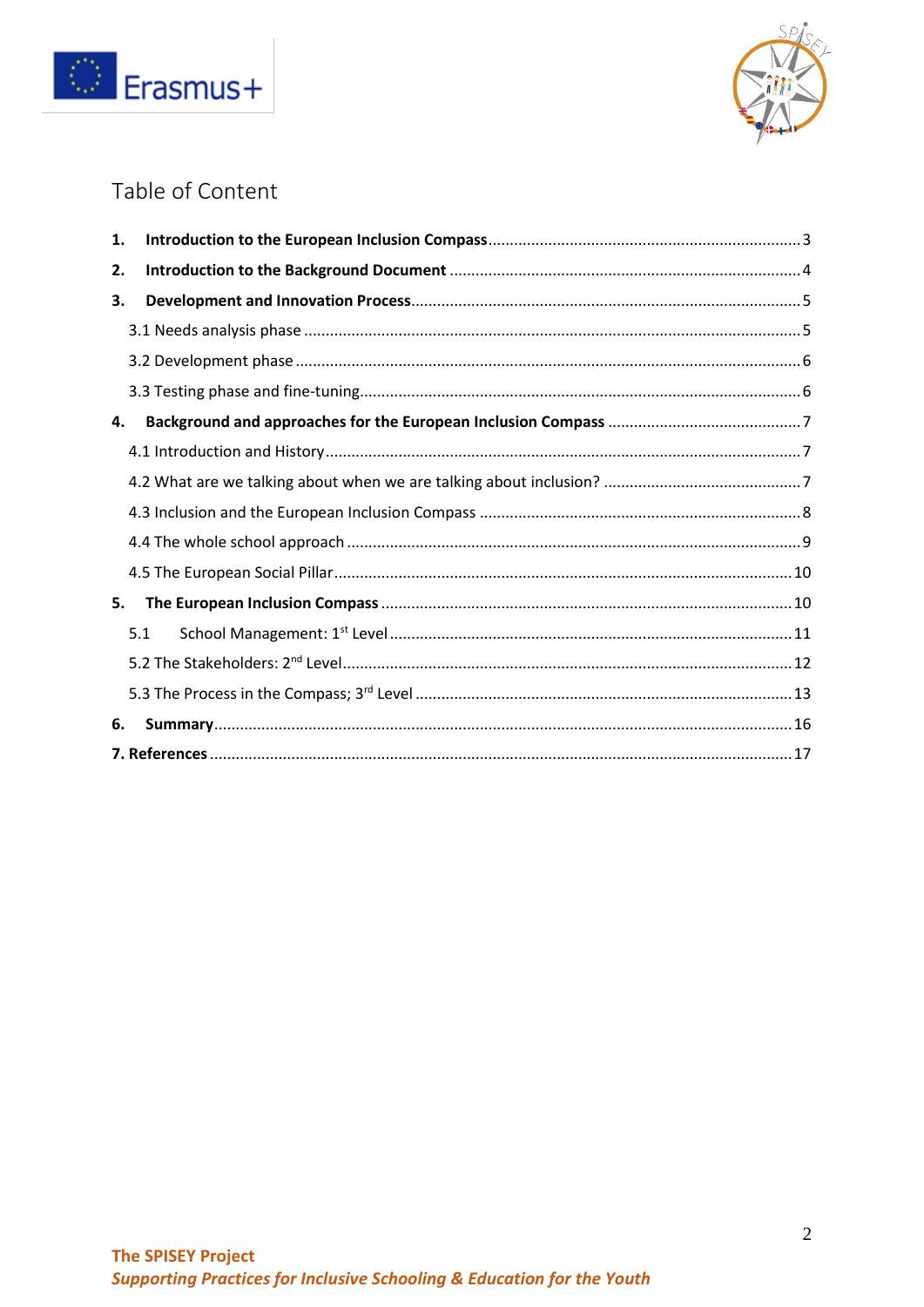# Table of Content

1. **Introduction to the European Inclusion Compass** ........ 3
2. **Introduction to the Background Document** ........ 4
3. **Development and Innovation Process** ........ 5
   - 3.1 Needs analysis phase ........ 5
   - 3.2 Development phase ........ 6
   - 3.3 Testing phase and fine-tuning ........ 6
4. **Background and approaches for the European Inclusion Compass** ........ 7
   - 4.1 Introduction and History ........ 7
   - 4.2 What are we talking about when we are talking about inclusion? ........ 7
   - 4.3 Inclusion and the European Inclusion Compass ........ 8
   - 4.4 The whole school approach ........ 9
   - 4.5 The European Social Pillar ........ 10
5. **The European Inclusion Compass** ........ 10
   - 5.1 School Management: 1st Level ........ 11
   - 5.2 The Stakeholders: 2nd Level ........ 12
   - 5.3 The Process in the Compass; 3rd Level ........ 13
6. **Summary** ........ 16
7. **References** ........ 17

**The SPISEY Project**
***Supporting Practices for Inclusive Schooling & Education for the Youth***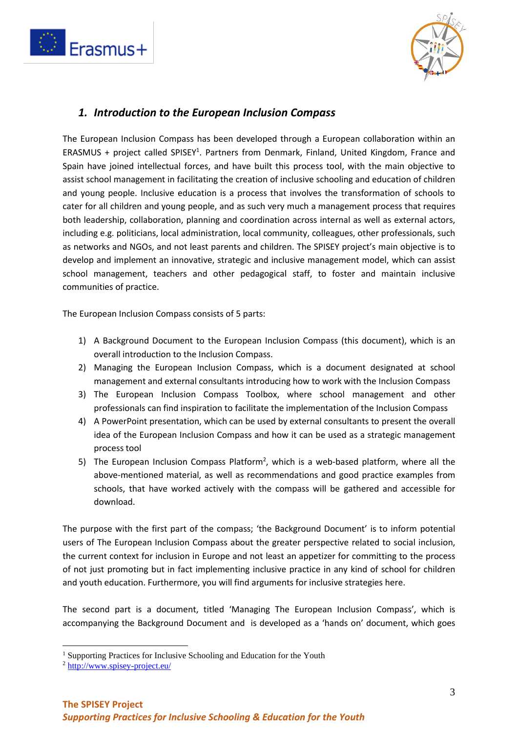## *1. Introduction to the European Inclusion Compass*

The European Inclusion Compass has been developed through a European collaboration within an ERASMUS + project called SPISEY[1]. Partners from Denmark, Finland, United Kingdom, France and Spain have joined intellectual forces, and have built this process tool, with the main objective to assist school management in facilitating the creation of inclusive schooling and education of children and young people. Inclusive education is a process that involves the transformation of schools to cater for all children and young people, and as such very much a management process that requires both leadership, collaboration, planning and coordination across internal as well as external actors, including e.g. politicians, local administration, local community, colleagues, other professionals, such as networks and NGOs, and not least parents and children. The SPISEY project's main objective is to develop and implement an innovative, strategic and inclusive management model, which can assist school management, teachers and other pedagogical staff, to foster and maintain inclusive communities of practice.

The European Inclusion Compass consists of 5 parts:

1) A Background Document to the European Inclusion Compass (this document), which is an overall introduction to the Inclusion Compass.
2) Managing the European Inclusion Compass, which is a document designated at school management and external consultants introducing how to work with the Inclusion Compass
3) The European Inclusion Compass Toolbox, where school management and other professionals can find inspiration to facilitate the implementation of the Inclusion Compass
4) A PowerPoint presentation, which can be used by external consultants to present the overall idea of the European Inclusion Compass and how it can be used as a strategic management process tool
5) The European Inclusion Compass Platform[2], which is a web-based platform, where all the above-mentioned material, as well as recommendations and good practice examples from schools, that have worked actively with the compass will be gathered and accessible for download.

The purpose with the first part of the compass; 'the Background Document' is to inform potential users of The European Inclusion Compass about the greater perspective related to social inclusion, the current context for inclusion in Europe and not least an appetizer for committing to the process of not just promoting but in fact implementing inclusive practice in any kind of school for children and youth education. Furthermore, you will find arguments for inclusive strategies here.

The second part is a document, titled 'Managing The European Inclusion Compass', which is accompanying the Background Document and is developed as a 'hands on' document, which goes

[1] Supporting Practices for Inclusive Schooling and Education for the Youth

[2] http://www.spisey-project.eu/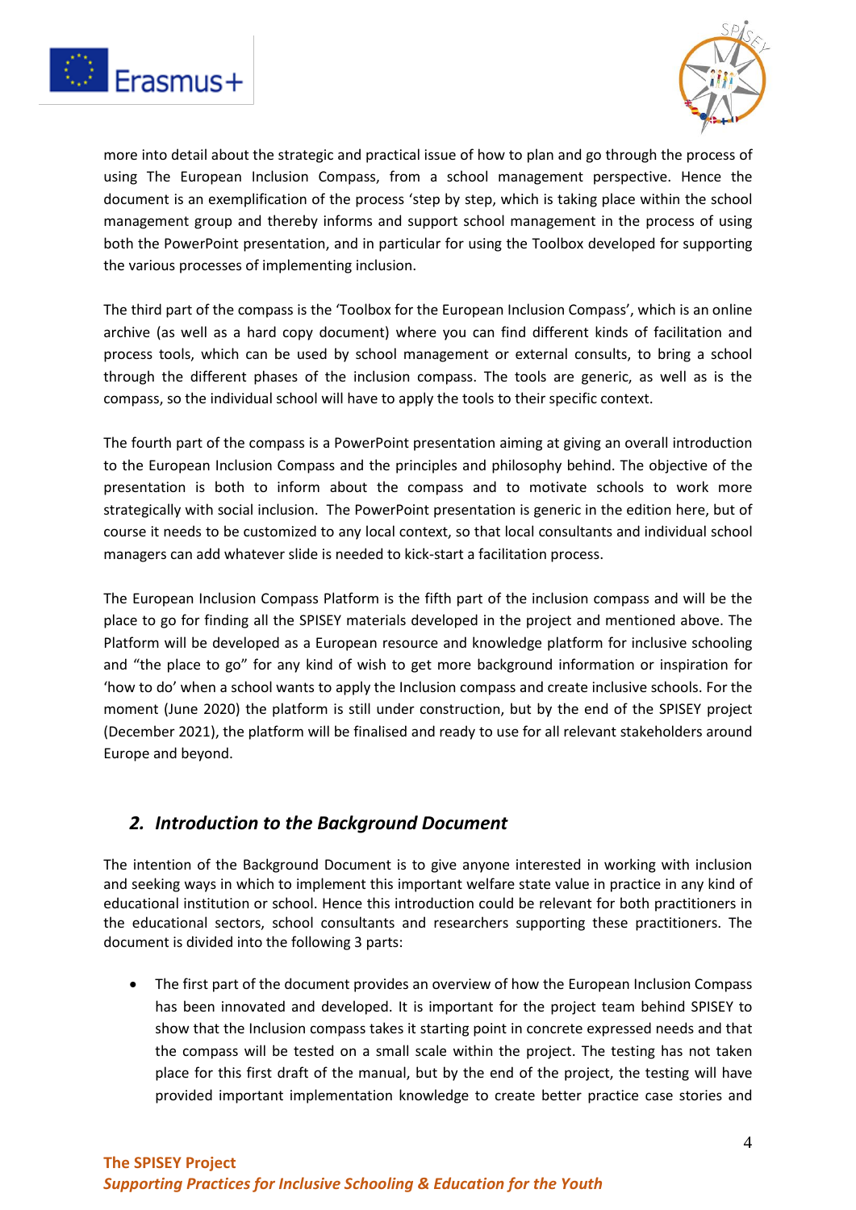more into detail about the strategic and practical issue of how to plan and go through the process of using The European Inclusion Compass, from a school management perspective. Hence the document is an exemplification of the process 'step by step, which is taking place within the school management group and thereby informs and support school management in the process of using both the PowerPoint presentation, and in particular for using the Toolbox developed for supporting the various processes of implementing inclusion.

The third part of the compass is the 'Toolbox for the European Inclusion Compass', which is an online archive (as well as a hard copy document) where you can find different kinds of facilitation and process tools, which can be used by school management or external consults, to bring a school through the different phases of the inclusion compass. The tools are generic, as well as is the compass, so the individual school will have to apply the tools to their specific context.

The fourth part of the compass is a PowerPoint presentation aiming at giving an overall introduction to the European Inclusion Compass and the principles and philosophy behind. The objective of the presentation is both to inform about the compass and to motivate schools to work more strategically with social inclusion. The PowerPoint presentation is generic in the edition here, but of course it needs to be customized to any local context, so that local consultants and individual school managers can add whatever slide is needed to kick-start a facilitation process.

The European Inclusion Compass Platform is the fifth part of the inclusion compass and will be the place to go for finding all the SPISEY materials developed in the project and mentioned above. The Platform will be developed as a European resource and knowledge platform for inclusive schooling and "the place to go" for any kind of wish to get more background information or inspiration for 'how to do' when a school wants to apply the Inclusion compass and create inclusive schools. For the moment (June 2020) the platform is still under construction, but by the end of the SPISEY project (December 2021), the platform will be finalised and ready to use for all relevant stakeholders around Europe and beyond.

## *2. Introduction to the Background Document*

The intention of the Background Document is to give anyone interested in working with inclusion and seeking ways in which to implement this important welfare state value in practice in any kind of educational institution or school. Hence this introduction could be relevant for both practitioners in the educational sectors, school consultants and researchers supporting these practitioners. The document is divided into the following 3 parts:

- The first part of the document provides an overview of how the European Inclusion Compass has been innovated and developed. It is important for the project team behind SPISEY to show that the Inclusion compass takes it starting point in concrete expressed needs and that the compass will be tested on a small scale within the project. The testing has not taken place for this first draft of the manual, but by the end of the project, the testing will have provided important implementation knowledge to create better practice case stories and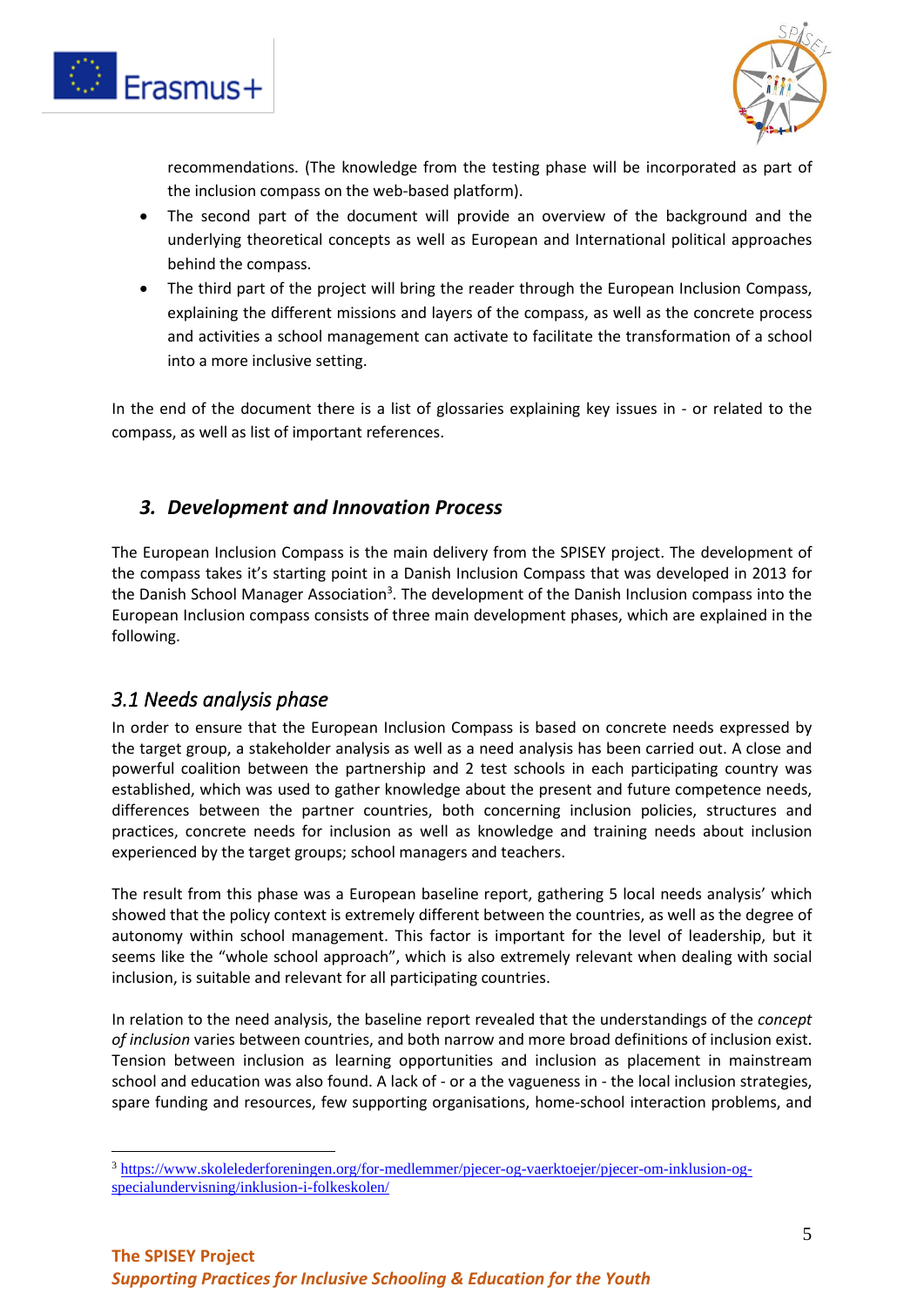recommendations. (The knowledge from the testing phase will be incorporated as part of the inclusion compass on the web-based platform).

- The second part of the document will provide an overview of the background and the underlying theoretical concepts as well as European and International political approaches behind the compass.
- The third part of the project will bring the reader through the European Inclusion Compass, explaining the different missions and layers of the compass, as well as the concrete process and activities a school management can activate to facilitate the transformation of a school into a more inclusive setting.

In the end of the document there is a list of glossaries explaining key issues in - or related to the compass, as well as list of important references.

## *3. Development and Innovation Process*

The European Inclusion Compass is the main delivery from the SPISEY project. The development of the compass takes it's starting point in a Danish Inclusion Compass that was developed in 2013 for the Danish School Manager Association[3]. The development of the Danish Inclusion compass into the European Inclusion compass consists of three main development phases, which are explained in the following.

### *3.1 Needs analysis phase*

In order to ensure that the European Inclusion Compass is based on concrete needs expressed by the target group, a stakeholder analysis as well as a need analysis has been carried out. A close and powerful coalition between the partnership and 2 test schools in each participating country was established, which was used to gather knowledge about the present and future competence needs, differences between the partner countries, both concerning inclusion policies, structures and practices, concrete needs for inclusion as well as knowledge and training needs about inclusion experienced by the target groups; school managers and teachers.

The result from this phase was a European baseline report, gathering 5 local needs analysis' which showed that the policy context is extremely different between the countries, as well as the degree of autonomy within school management. This factor is important for the level of leadership, but it seems like the "whole school approach", which is also extremely relevant when dealing with social inclusion, is suitable and relevant for all participating countries.

In relation to the need analysis, the baseline report revealed that the understandings of the *concept of inclusion* varies between countries, and both narrow and more broad definitions of inclusion exist. Tension between inclusion as learning opportunities and inclusion as placement in mainstream school and education was also found. A lack of - or a the vagueness in - the local inclusion strategies, spare funding and resources, few supporting organisations, home-school interaction problems, and

[3] https://www.skolelederforeningen.org/for-medlemmer/pjecer-og-vaerktoejer/pjecer-om-inklusion-og-specialundervisning/inklusion-i-folkeskolen/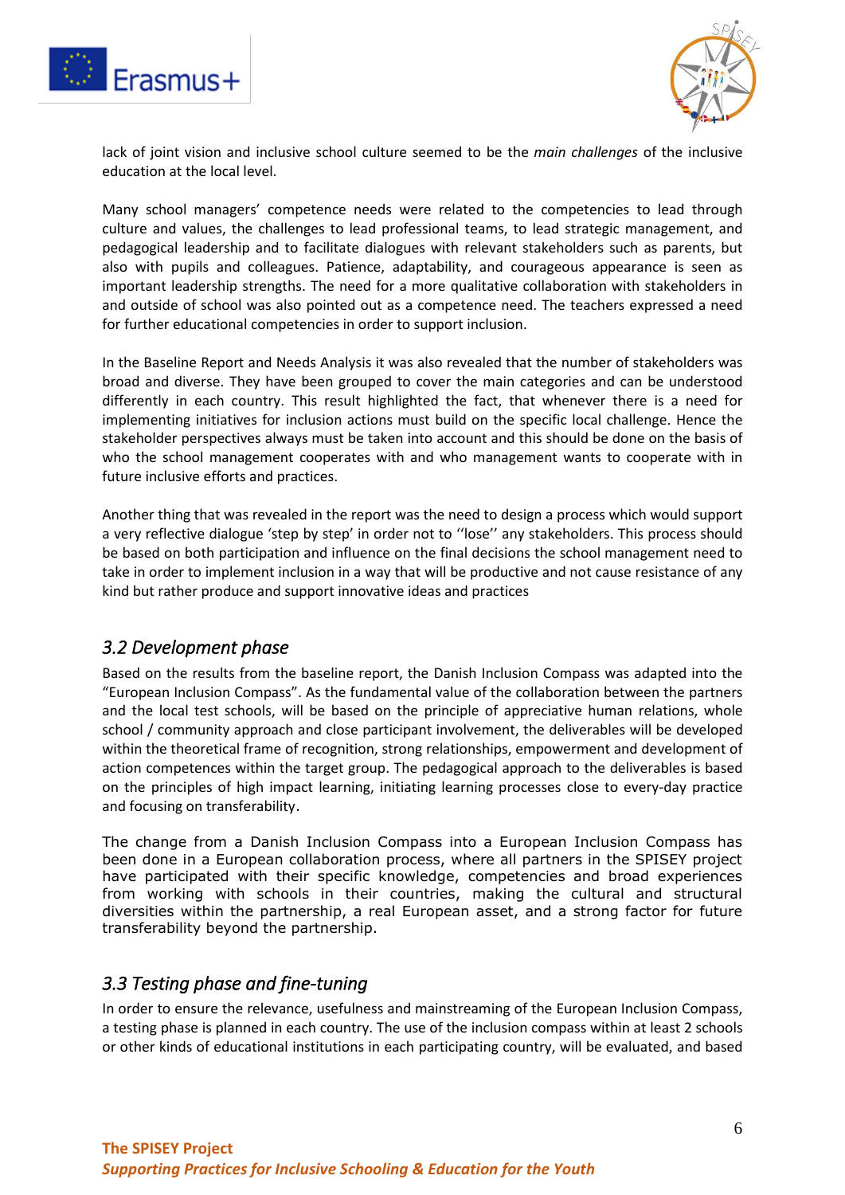lack of joint vision and inclusive school culture seemed to be the *main challenges* of the inclusive education at the local level.

Many school managers' competence needs were related to the competencies to lead through culture and values, the challenges to lead professional teams, to lead strategic management, and pedagogical leadership and to facilitate dialogues with relevant stakeholders such as parents, but also with pupils and colleagues. Patience, adaptability, and courageous appearance is seen as important leadership strengths. The need for a more qualitative collaboration with stakeholders in and outside of school was also pointed out as a competence need. The teachers expressed a need for further educational competencies in order to support inclusion.

In the Baseline Report and Needs Analysis it was also revealed that the number of stakeholders was broad and diverse. They have been grouped to cover the main categories and can be understood differently in each country. This result highlighted the fact, that whenever there is a need for implementing initiatives for inclusion actions must build on the specific local challenge. Hence the stakeholder perspectives always must be taken into account and this should be done on the basis of who the school management cooperates with and who management wants to cooperate with in future inclusive efforts and practices.

Another thing that was revealed in the report was the need to design a process which would support a very reflective dialogue 'step by step' in order not to ''lose'' any stakeholders. This process should be based on both participation and influence on the final decisions the school management need to take in order to implement inclusion in a way that will be productive and not cause resistance of any kind but rather produce and support innovative ideas and practices

## *3.2 Development phase*

Based on the results from the baseline report, the Danish Inclusion Compass was adapted into the "European Inclusion Compass". As the fundamental value of the collaboration between the partners and the local test schools, will be based on the principle of appreciative human relations, whole school / community approach and close participant involvement, the deliverables will be developed within the theoretical frame of recognition, strong relationships, empowerment and development of action competences within the target group. The pedagogical approach to the deliverables is based on the principles of high impact learning, initiating learning processes close to every-day practice and focusing on transferability.

The change from a Danish Inclusion Compass into a European Inclusion Compass has been done in a European collaboration process, where all partners in the SPISEY project have participated with their specific knowledge, competencies and broad experiences from working with schools in their countries, making the cultural and structural diversities within the partnership, a real European asset, and a strong factor for future transferability beyond the partnership.

## *3.3 Testing phase and fine-tuning*

In order to ensure the relevance, usefulness and mainstreaming of the European Inclusion Compass, a testing phase is planned in each country. The use of the inclusion compass within at least 2 schools or other kinds of educational institutions in each participating country, will be evaluated, and based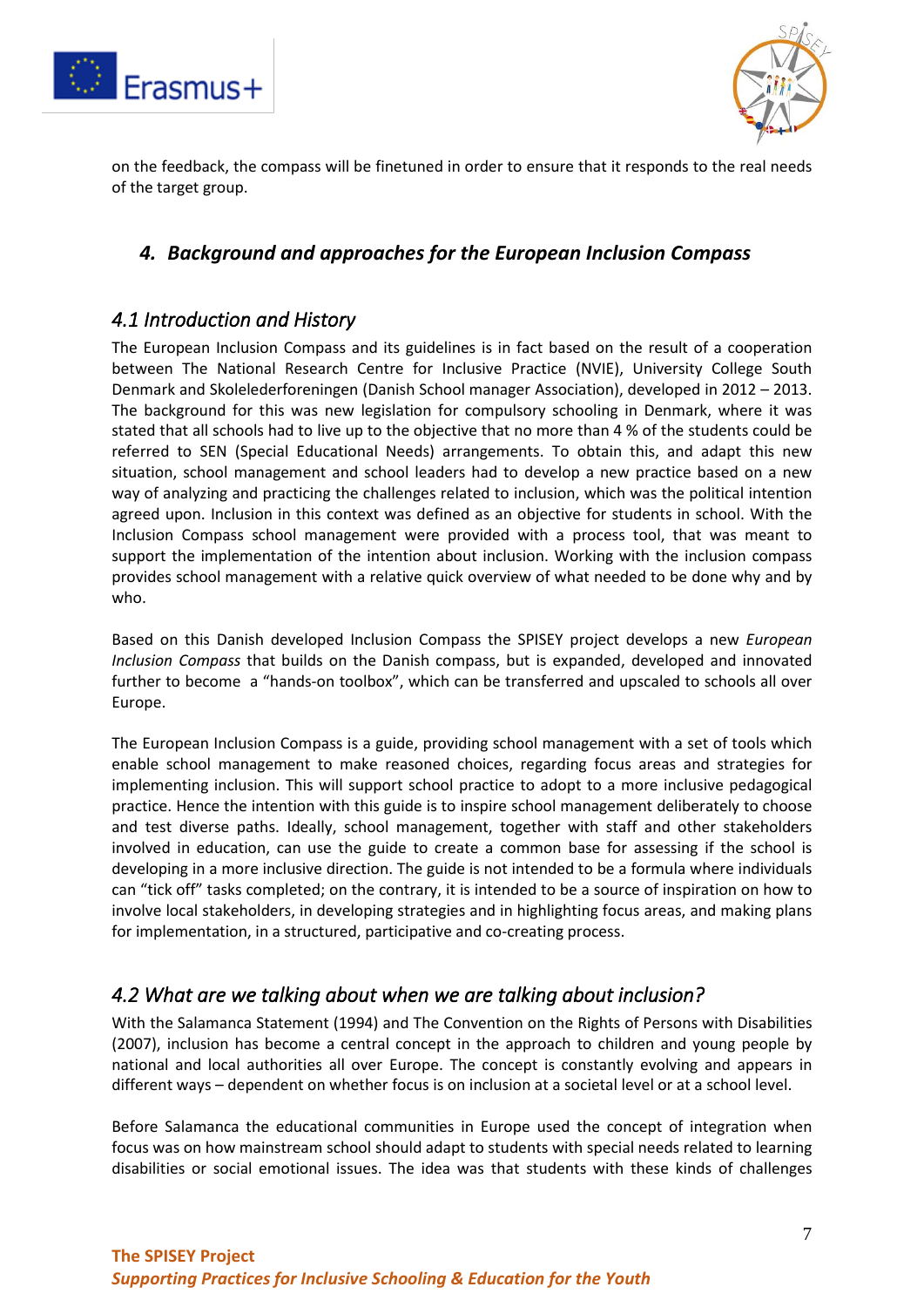on the feedback, the compass will be finetuned in order to ensure that it responds to the real needs of the target group.

## *4. Background and approaches for the European Inclusion Compass*

### *4.1 Introduction and History*

The European Inclusion Compass and its guidelines is in fact based on the result of a cooperation between The National Research Centre for Inclusive Practice (NVIE), University College South Denmark and Skolelederforeningen (Danish School manager Association), developed in 2012 – 2013. The background for this was new legislation for compulsory schooling in Denmark, where it was stated that all schools had to live up to the objective that no more than 4 % of the students could be referred to SEN (Special Educational Needs) arrangements. To obtain this, and adapt this new situation, school management and school leaders had to develop a new practice based on a new way of analyzing and practicing the challenges related to inclusion, which was the political intention agreed upon. Inclusion in this context was defined as an objective for students in school. With the Inclusion Compass school management were provided with a process tool, that was meant to support the implementation of the intention about inclusion. Working with the inclusion compass provides school management with a relative quick overview of what needed to be done why and by who.

Based on this Danish developed Inclusion Compass the SPISEY project develops a new *European Inclusion Compass* that builds on the Danish compass, but is expanded, developed and innovated further to become a "hands-on toolbox", which can be transferred and upscaled to schools all over Europe.

The European Inclusion Compass is a guide, providing school management with a set of tools which enable school management to make reasoned choices, regarding focus areas and strategies for implementing inclusion. This will support school practice to adopt to a more inclusive pedagogical practice. Hence the intention with this guide is to inspire school management deliberately to choose and test diverse paths. Ideally, school management, together with staff and other stakeholders involved in education, can use the guide to create a common base for assessing if the school is developing in a more inclusive direction. The guide is not intended to be a formula where individuals can "tick off" tasks completed; on the contrary, it is intended to be a source of inspiration on how to involve local stakeholders, in developing strategies and in highlighting focus areas, and making plans for implementation, in a structured, participative and co-creating process.

### *4.2 What are we talking about when we are talking about inclusion?*

With the Salamanca Statement (1994) and The Convention on the Rights of Persons with Disabilities (2007), inclusion has become a central concept in the approach to children and young people by national and local authorities all over Europe. The concept is constantly evolving and appears in different ways – dependent on whether focus is on inclusion at a societal level or at a school level.

Before Salamanca the educational communities in Europe used the concept of integration when focus was on how mainstream school should adapt to students with special needs related to learning disabilities or social emotional issues. The idea was that students with these kinds of challenges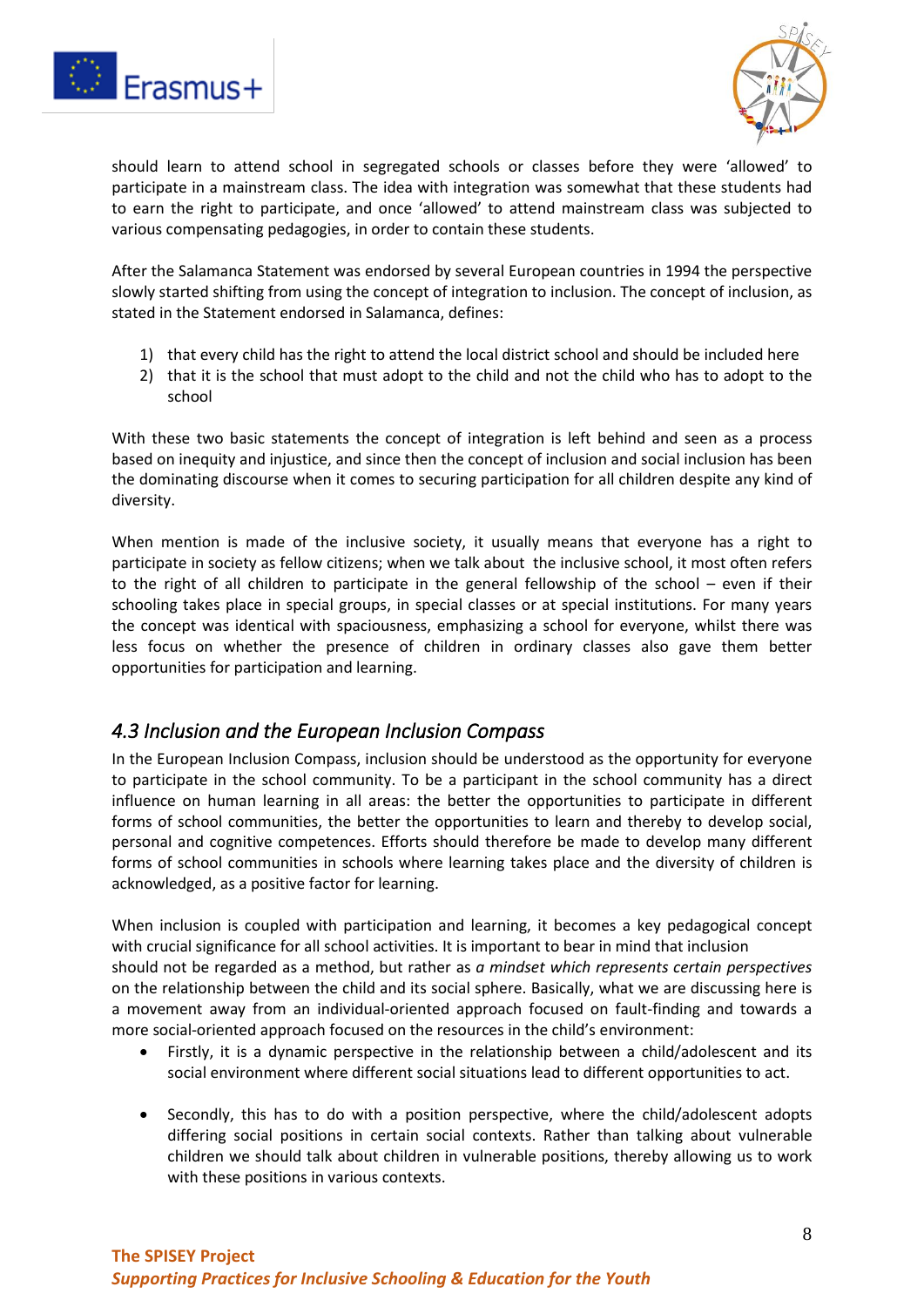should learn to attend school in segregated schools or classes before they were 'allowed' to participate in a mainstream class. The idea with integration was somewhat that these students had to earn the right to participate, and once 'allowed' to attend mainstream class was subjected to various compensating pedagogies, in order to contain these students.

After the Salamanca Statement was endorsed by several European countries in 1994 the perspective slowly started shifting from using the concept of integration to inclusion. The concept of inclusion, as stated in the Statement endorsed in Salamanca, defines:

1) that every child has the right to attend the local district school and should be included here
2) that it is the school that must adopt to the child and not the child who has to adopt to the school

With these two basic statements the concept of integration is left behind and seen as a process based on inequity and injustice, and since then the concept of inclusion and social inclusion has been the dominating discourse when it comes to securing participation for all children despite any kind of diversity.

When mention is made of the inclusive society, it usually means that everyone has a right to participate in society as fellow citizens; when we talk about the inclusive school, it most often refers to the right of all children to participate in the general fellowship of the school – even if their schooling takes place in special groups, in special classes or at special institutions. For many years the concept was identical with spaciousness, emphasizing a school for everyone, whilst there was less focus on whether the presence of children in ordinary classes also gave them better opportunities for participation and learning.

## *4.3 Inclusion and the European Inclusion Compass*

In the European Inclusion Compass, inclusion should be understood as the opportunity for everyone to participate in the school community. To be a participant in the school community has a direct influence on human learning in all areas: the better the opportunities to participate in different forms of school communities, the better the opportunities to learn and thereby to develop social, personal and cognitive competences. Efforts should therefore be made to develop many different forms of school communities in schools where learning takes place and the diversity of children is acknowledged, as a positive factor for learning.

When inclusion is coupled with participation and learning, it becomes a key pedagogical concept with crucial significance for all school activities. It is important to bear in mind that inclusion should not be regarded as a method, but rather as *a mindset which represents certain perspectives* on the relationship between the child and its social sphere. Basically, what we are discussing here is a movement away from an individual-oriented approach focused on fault-finding and towards a more social-oriented approach focused on the resources in the child's environment:

- Firstly, it is a dynamic perspective in the relationship between a child/adolescent and its social environment where different social situations lead to different opportunities to act.

- Secondly, this has to do with a position perspective, where the child/adolescent adopts differing social positions in certain social contexts. Rather than talking about vulnerable children we should talk about children in vulnerable positions, thereby allowing us to work with these positions in various contexts.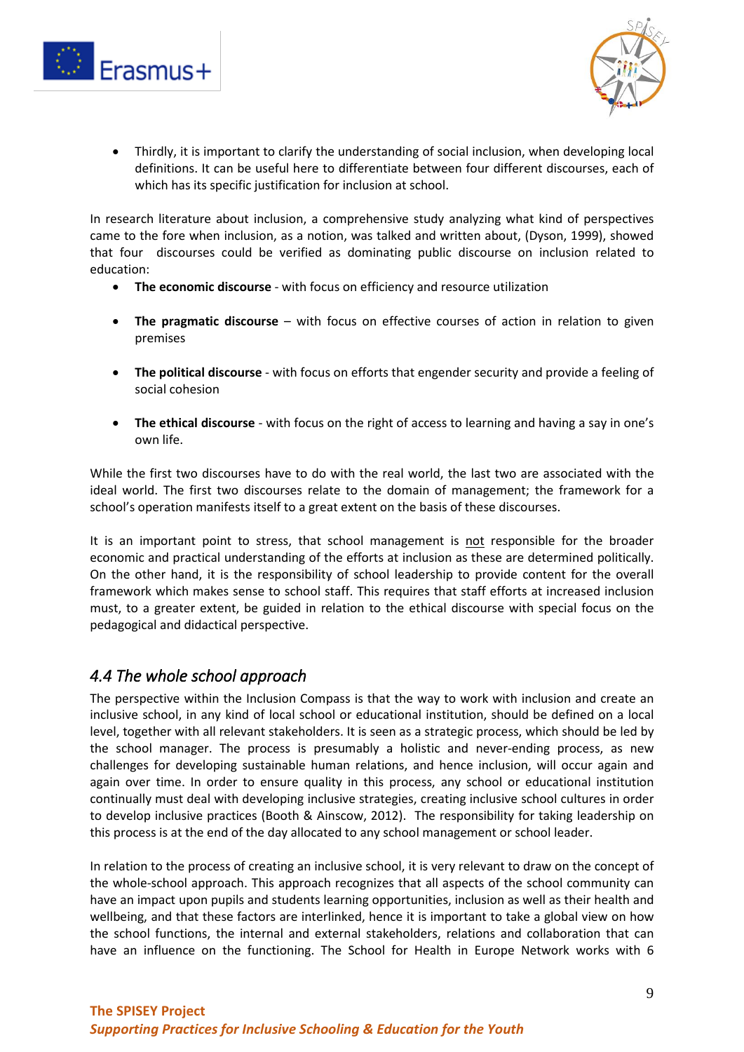- Thirdly, it is important to clarify the understanding of social inclusion, when developing local definitions. It can be useful here to differentiate between four different discourses, each of which has its specific justification for inclusion at school.

In research literature about inclusion, a comprehensive study analyzing what kind of perspectives came to the fore when inclusion, as a notion, was talked and written about, (Dyson, 1999), showed that four discourses could be verified as dominating public discourse on inclusion related to education:

- **The economic discourse** - with focus on efficiency and resource utilization
- **The pragmatic discourse** – with focus on effective courses of action in relation to given premises
- **The political discourse** - with focus on efforts that engender security and provide a feeling of social cohesion
- **The ethical discourse** - with focus on the right of access to learning and having a say in one's own life.

While the first two discourses have to do with the real world, the last two are associated with the ideal world. The first two discourses relate to the domain of management; the framework for a school's operation manifests itself to a great extent on the basis of these discourses.

It is an important point to stress, that school management is not responsible for the broader economic and practical understanding of the efforts at inclusion as these are determined politically. On the other hand, it is the responsibility of school leadership to provide content for the overall framework which makes sense to school staff. This requires that staff efforts at increased inclusion must, to a greater extent, be guided in relation to the ethical discourse with special focus on the pedagogical and didactical perspective.

## *4.4 The whole school approach*

The perspective within the Inclusion Compass is that the way to work with inclusion and create an inclusive school, in any kind of local school or educational institution, should be defined on a local level, together with all relevant stakeholders. It is seen as a strategic process, which should be led by the school manager. The process is presumably a holistic and never-ending process, as new challenges for developing sustainable human relations, and hence inclusion, will occur again and again over time. In order to ensure quality in this process, any school or educational institution continually must deal with developing inclusive strategies, creating inclusive school cultures in order to develop inclusive practices (Booth & Ainscow, 2012). The responsibility for taking leadership on this process is at the end of the day allocated to any school management or school leader.

In relation to the process of creating an inclusive school, it is very relevant to draw on the concept of the whole-school approach. This approach recognizes that all aspects of the school community can have an impact upon pupils and students learning opportunities, inclusion as well as their health and wellbeing, and that these factors are interlinked, hence it is important to take a global view on how the school functions, the internal and external stakeholders, relations and collaboration that can have an influence on the functioning. The School for Health in Europe Network works with 6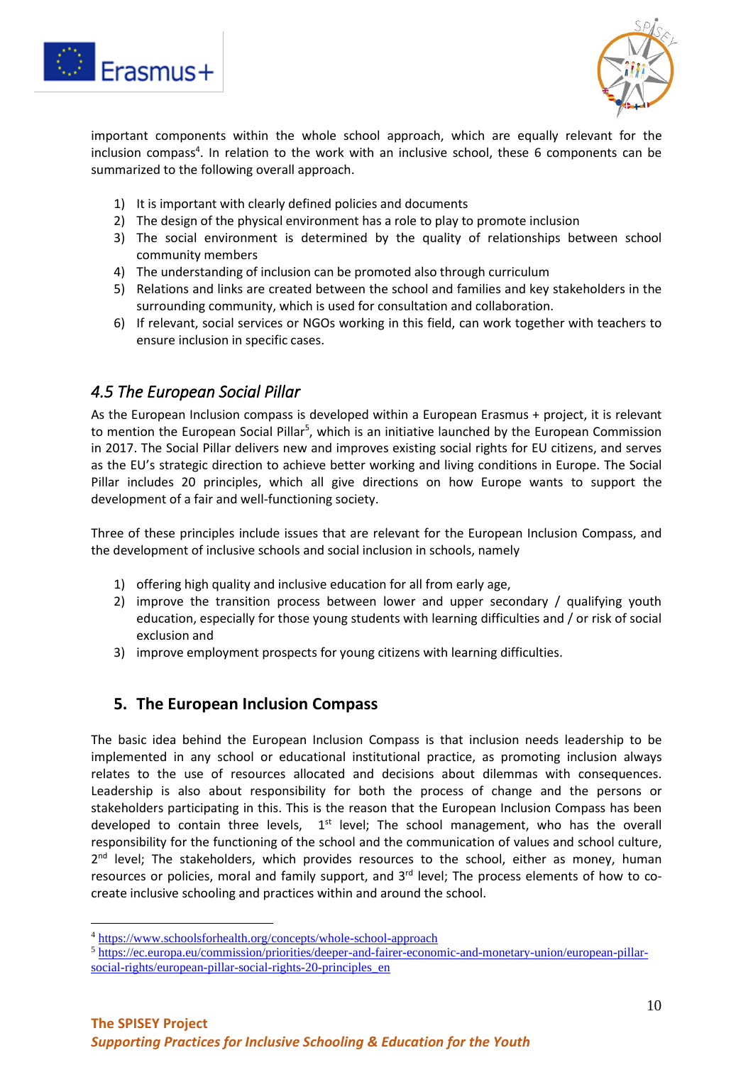important components within the whole school approach, which are equally relevant for the inclusion compass[4]. In relation to the work with an inclusive school, these 6 components can be summarized to the following overall approach.

1) It is important with clearly defined policies and documents
2) The design of the physical environment has a role to play to promote inclusion
3) The social environment is determined by the quality of relationships between school community members
4) The understanding of inclusion can be promoted also through curriculum
5) Relations and links are created between the school and families and key stakeholders in the surrounding community, which is used for consultation and collaboration.
6) If relevant, social services or NGOs working in this field, can work together with teachers to ensure inclusion in specific cases.

### *4.5 The European Social Pillar*

As the European Inclusion compass is developed within a European Erasmus + project, it is relevant to mention the European Social Pillar[5], which is an initiative launched by the European Commission in 2017. The Social Pillar delivers new and improves existing social rights for EU citizens, and serves as the EU's strategic direction to achieve better working and living conditions in Europe. The Social Pillar includes 20 principles, which all give directions on how Europe wants to support the development of a fair and well-functioning society.

Three of these principles include issues that are relevant for the European Inclusion Compass, and the development of inclusive schools and social inclusion in schools, namely

1) offering high quality and inclusive education for all from early age,
2) improve the transition process between lower and upper secondary / qualifying youth education, especially for those young students with learning difficulties and / or risk of social exclusion and
3) improve employment prospects for young citizens with learning difficulties.

## 5. The European Inclusion Compass

The basic idea behind the European Inclusion Compass is that inclusion needs leadership to be implemented in any school or educational institutional practice, as promoting inclusion always relates to the use of resources allocated and decisions about dilemmas with consequences. Leadership is also about responsibility for both the process of change and the persons or stakeholders participating in this. This is the reason that the European Inclusion Compass has been developed to contain three levels, 1st level; The school management, who has the overall responsibility for the functioning of the school and the communication of values and school culture, 2nd level; The stakeholders, which provides resources to the school, either as money, human resources or policies, moral and family support, and 3rd level; The process elements of how to co-create inclusive schooling and practices within and around the school.

---

[4] https://www.schoolsforhealth.org/concepts/whole-school-approach

[5] https://ec.europa.eu/commission/priorities/deeper-and-fairer-economic-and-monetary-union/european-pillar-social-rights/european-pillar-social-rights-20-principles_en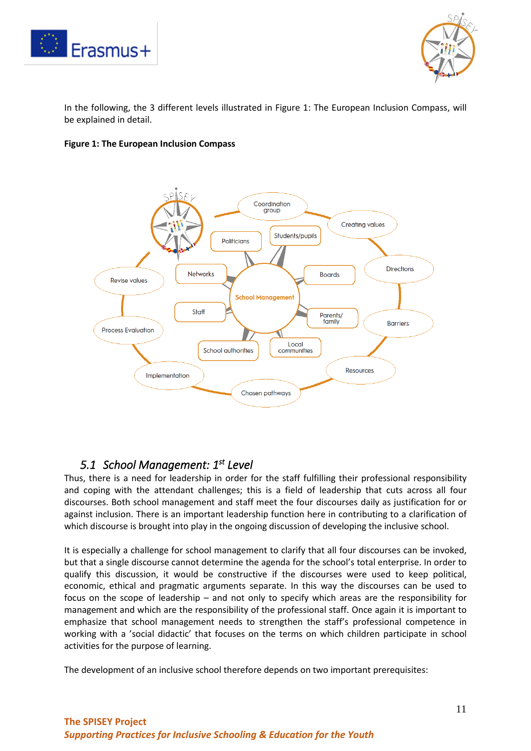In the following, the 3 different levels illustrated in Figure 1: The European Inclusion Compass, will be explained in detail.

**Figure 1: The European Inclusion Compass**

## 5.1 *School Management: 1st Level*

Thus, there is a need for leadership in order for the staff fulfilling their professional responsibility and coping with the attendant challenges; this is a field of leadership that cuts across all four discourses. Both school management and staff meet the four discourses daily as justification for or against inclusion. There is an important leadership function here in contributing to a clarification of which discourse is brought into play in the ongoing discussion of developing the inclusive school.

It is especially a challenge for school management to clarify that all four discourses can be invoked, but that a single discourse cannot determine the agenda for the school's total enterprise. In order to qualify this discussion, it would be constructive if the discourses were used to keep political, economic, ethical and pragmatic arguments separate. In this way the discourses can be used to focus on the scope of leadership – and not only to specify which areas are the responsibility for management and which are the responsibility of the professional staff. Once again it is important to emphasize that school management needs to strengthen the staff's professional competence in working with a 'social didactic' that focuses on the terms on which children participate in school activities for the purpose of learning.

The development of an inclusive school therefore depends on two important prerequisites: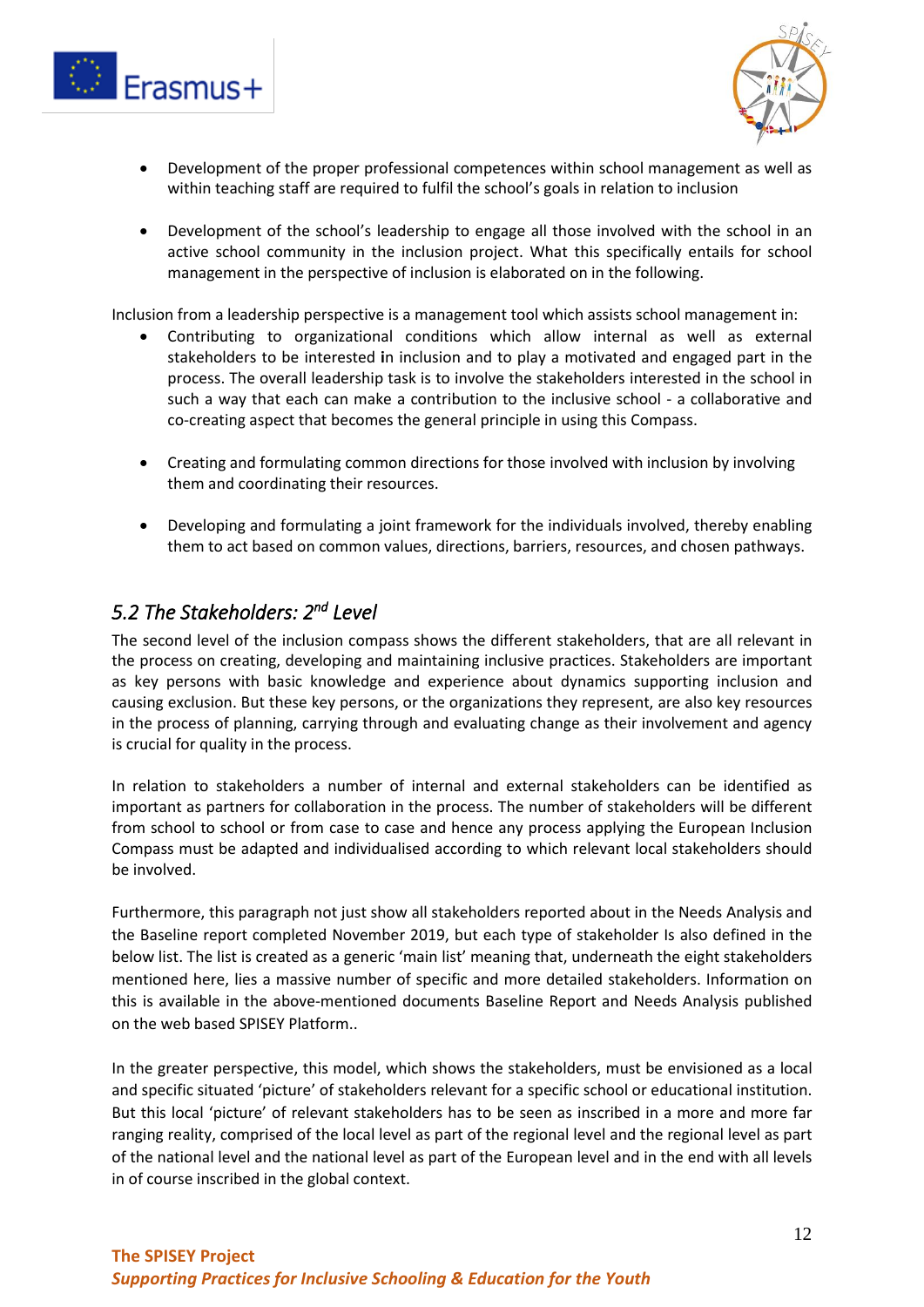- Development of the proper professional competences within school management as well as within teaching staff are required to fulfil the school's goals in relation to inclusion

- Development of the school's leadership to engage all those involved with the school in an active school community in the inclusion project. What this specifically entails for school management in the perspective of inclusion is elaborated on in the following.

Inclusion from a leadership perspective is a management tool which assists school management in:

- Contributing to organizational conditions which allow internal as well as external stakeholders to be interested in inclusion and to play a motivated and engaged part in the process. The overall leadership task is to involve the stakeholders interested in the school in such a way that each can make a contribution to the inclusive school - a collaborative and co-creating aspect that becomes the general principle in using this Compass.

- Creating and formulating common directions for those involved with inclusion by involving them and coordinating their resources.

- Developing and formulating a joint framework for the individuals involved, thereby enabling them to act based on common values, directions, barriers, resources, and chosen pathways.

## *5.2 The Stakeholders: 2nd Level*

The second level of the inclusion compass shows the different stakeholders, that are all relevant in the process on creating, developing and maintaining inclusive practices. Stakeholders are important as key persons with basic knowledge and experience about dynamics supporting inclusion and causing exclusion. But these key persons, or the organizations they represent, are also key resources in the process of planning, carrying through and evaluating change as their involvement and agency is crucial for quality in the process.

In relation to stakeholders a number of internal and external stakeholders can be identified as important as partners for collaboration in the process. The number of stakeholders will be different from school to school or from case to case and hence any process applying the European Inclusion Compass must be adapted and individualised according to which relevant local stakeholders should be involved.

Furthermore, this paragraph not just show all stakeholders reported about in the Needs Analysis and the Baseline report completed November 2019, but each type of stakeholder Is also defined in the below list. The list is created as a generic 'main list' meaning that, underneath the eight stakeholders mentioned here, lies a massive number of specific and more detailed stakeholders. Information on this is available in the above-mentioned documents Baseline Report and Needs Analysis published on the web based SPISEY Platform..

In the greater perspective, this model, which shows the stakeholders, must be envisioned as a local and specific situated 'picture' of stakeholders relevant for a specific school or educational institution. But this local 'picture' of relevant stakeholders has to be seen as inscribed in a more and more far ranging reality, comprised of the local level as part of the regional level and the regional level as part of the national level and the national level as part of the European level and in the end with all levels in of course inscribed in the global context.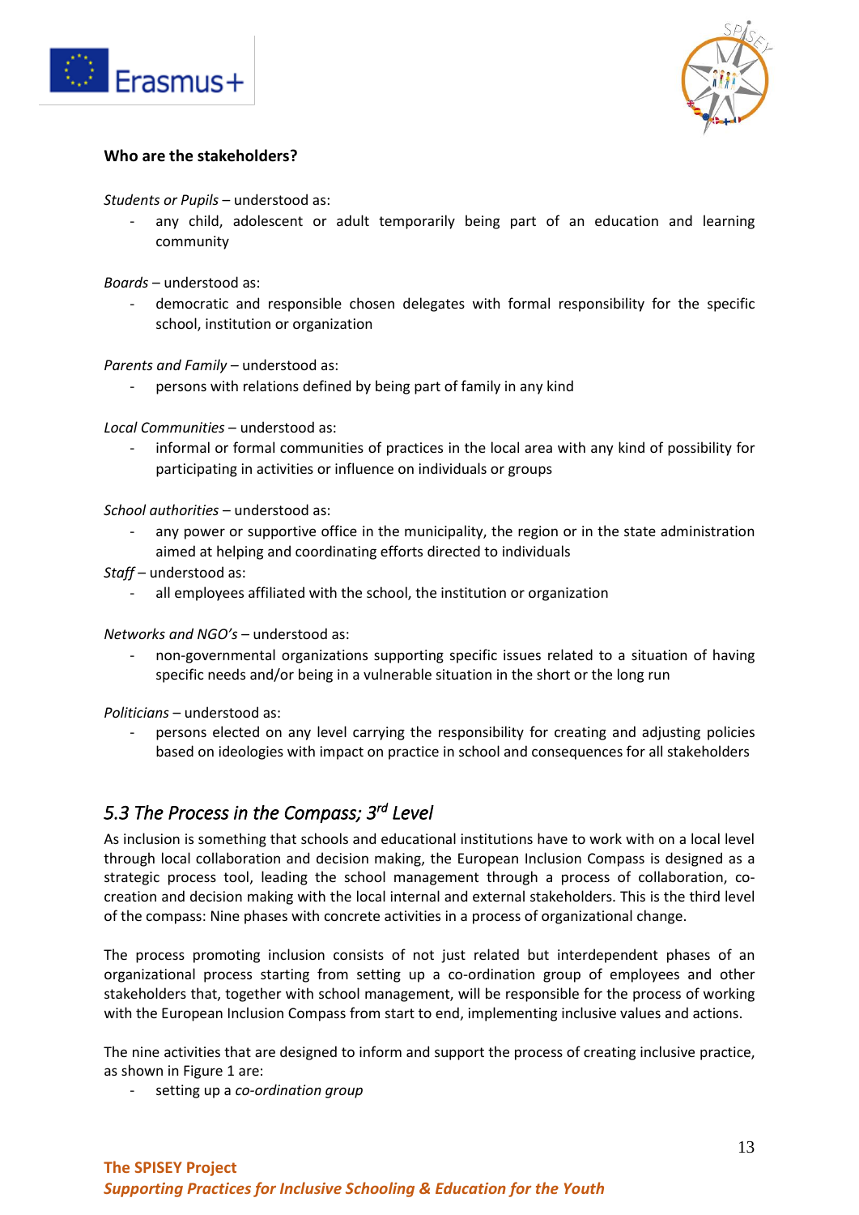**Who are the stakeholders?**

*Students or Pupils* – understood as:

- any child, adolescent or adult temporarily being part of an education and learning community

*Boards* – understood as:

- democratic and responsible chosen delegates with formal responsibility for the specific school, institution or organization

*Parents and Family* – understood as:

- persons with relations defined by being part of family in any kind

*Local Communities* – understood as:

- informal or formal communities of practices in the local area with any kind of possibility for participating in activities or influence on individuals or groups

*School authorities* – understood as:

- any power or supportive office in the municipality, the region or in the state administration aimed at helping and coordinating efforts directed to individuals

*Staff* – understood as:

- all employees affiliated with the school, the institution or organization

*Networks and NGO's* – understood as:

- non-governmental organizations supporting specific issues related to a situation of having specific needs and/or being in a vulnerable situation in the short or the long run

*Politicians* – understood as:

- persons elected on any level carrying the responsibility for creating and adjusting policies based on ideologies with impact on practice in school and consequences for all stakeholders

## *5.3 The Process in the Compass; 3rd Level*

As inclusion is something that schools and educational institutions have to work with on a local level through local collaboration and decision making, the European Inclusion Compass is designed as a strategic process tool, leading the school management through a process of collaboration, co-creation and decision making with the local internal and external stakeholders. This is the third level of the compass: Nine phases with concrete activities in a process of organizational change.

The process promoting inclusion consists of not just related but interdependent phases of an organizational process starting from setting up a co-ordination group of employees and other stakeholders that, together with school management, will be responsible for the process of working with the European Inclusion Compass from start to end, implementing inclusive values and actions.

The nine activities that are designed to inform and support the process of creating inclusive practice, as shown in Figure 1 are:

- setting up a *co-ordination group*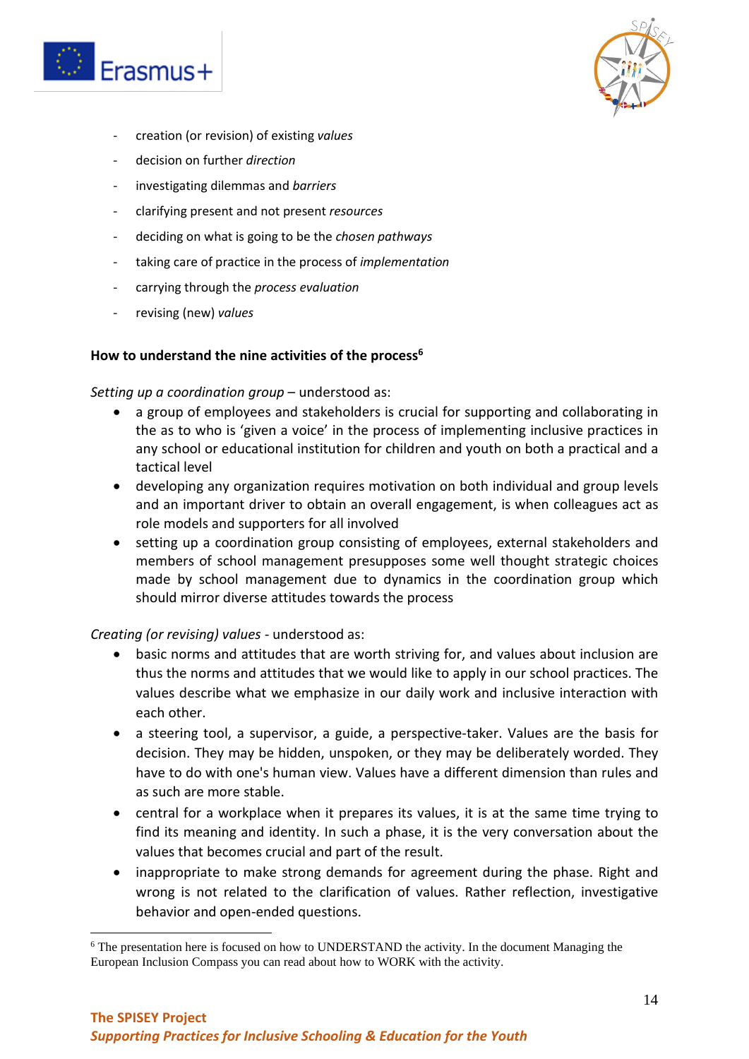- creation (or revision) of existing *values*
- decision on further *direction*
- investigating dilemmas and *barriers*
- clarifying present and not present *resources*
- deciding on what is going to be the *chosen pathways*
- taking care of practice in the process of *implementation*
- carrying through the *process evaluation*
- revising (new) *values*

**How to understand the nine activities of the process[6]**

*Setting up a coordination group* – understood as:

- a group of employees and stakeholders is crucial for supporting and collaborating in the as to who is 'given a voice' in the process of implementing inclusive practices in any school or educational institution for children and youth on both a practical and a tactical level
- developing any organization requires motivation on both individual and group levels and an important driver to obtain an overall engagement, is when colleagues act as role models and supporters for all involved
- setting up a coordination group consisting of employees, external stakeholders and members of school management presupposes some well thought strategic choices made by school management due to dynamics in the coordination group which should mirror diverse attitudes towards the process

*Creating (or revising) values* - understood as:

- basic norms and attitudes that are worth striving for, and values about inclusion are thus the norms and attitudes that we would like to apply in our school practices. The values describe what we emphasize in our daily work and inclusive interaction with each other.
- a steering tool, a supervisor, a guide, a perspective-taker. Values are the basis for decision. They may be hidden, unspoken, or they may be deliberately worded. They have to do with one's human view. Values have a different dimension than rules and as such are more stable.
- central for a workplace when it prepares its values, it is at the same time trying to find its meaning and identity. In such a phase, it is the very conversation about the values that becomes crucial and part of the result.
- inappropriate to make strong demands for agreement during the phase. Right and wrong is not related to the clarification of values. Rather reflection, investigative behavior and open-ended questions.

[6] The presentation here is focused on how to UNDERSTAND the activity. In the document Managing the European Inclusion Compass you can read about how to WORK with the activity.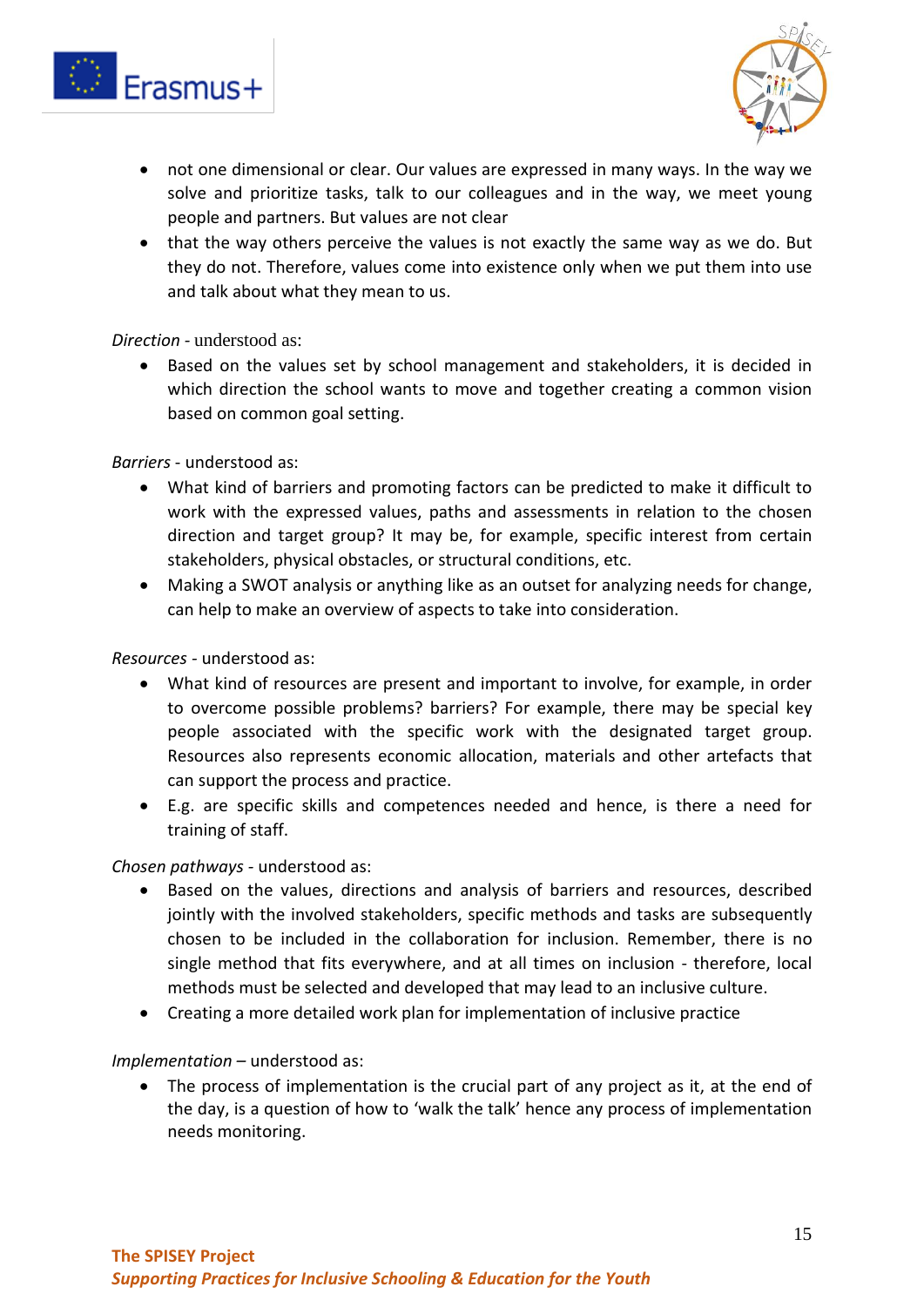- not one dimensional or clear. Our values are expressed in many ways. In the way we solve and prioritize tasks, talk to our colleagues and in the way, we meet young people and partners. But values are not clear
- that the way others perceive the values is not exactly the same way as we do. But they do not. Therefore, values come into existence only when we put them into use and talk about what they mean to us.

*Direction* - understood as:

- Based on the values set by school management and stakeholders, it is decided in which direction the school wants to move and together creating a common vision based on common goal setting.

*Barriers* - understood as:

- What kind of barriers and promoting factors can be predicted to make it difficult to work with the expressed values, paths and assessments in relation to the chosen direction and target group? It may be, for example, specific interest from certain stakeholders, physical obstacles, or structural conditions, etc.
- Making a SWOT analysis or anything like as an outset for analyzing needs for change, can help to make an overview of aspects to take into consideration.

*Resources* - understood as:

- What kind of resources are present and important to involve, for example, in order to overcome possible problems? barriers? For example, there may be special key people associated with the specific work with the designated target group. Resources also represents economic allocation, materials and other artefacts that can support the process and practice.
- E.g. are specific skills and competences needed and hence, is there a need for training of staff.

*Chosen pathways* - understood as:

- Based on the values, directions and analysis of barriers and resources, described jointly with the involved stakeholders, specific methods and tasks are subsequently chosen to be included in the collaboration for inclusion. Remember, there is no single method that fits everywhere, and at all times on inclusion - therefore, local methods must be selected and developed that may lead to an inclusive culture.
- Creating a more detailed work plan for implementation of inclusive practice

*Implementation* – understood as:

- The process of implementation is the crucial part of any project as it, at the end of the day, is a question of how to 'walk the talk' hence any process of implementation needs monitoring.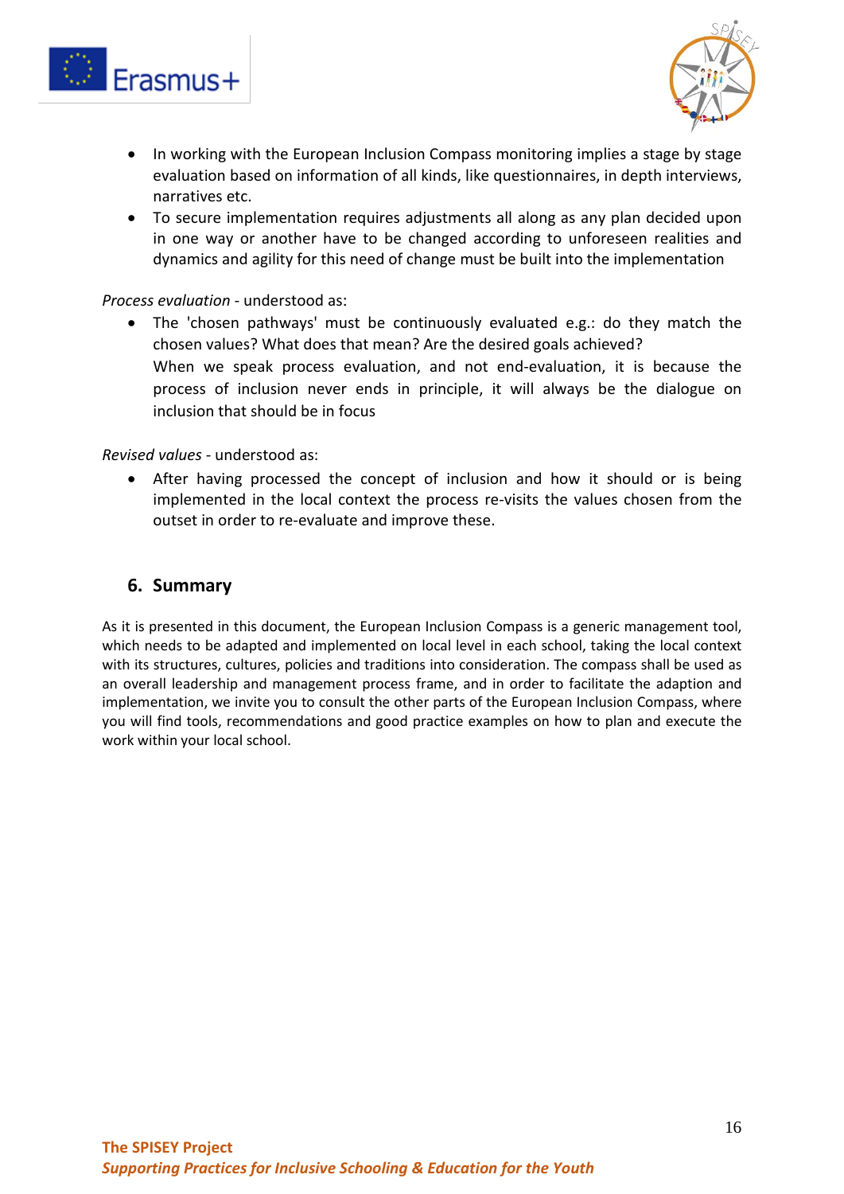- In working with the European Inclusion Compass monitoring implies a stage by stage evaluation based on information of all kinds, like questionnaires, in depth interviews, narratives etc.
- To secure implementation requires adjustments all along as any plan decided upon in one way or another have to be changed according to unforeseen realities and dynamics and agility for this need of change must be built into the implementation

*Process evaluation* - understood as:

- The 'chosen pathways' must be continuously evaluated e.g.: do they match the chosen values? What does that mean? Are the desired goals achieved?
  When we speak process evaluation, and not end-evaluation, it is because the process of inclusion never ends in principle, it will always be the dialogue on inclusion that should be in focus

*Revised values* - understood as:

- After having processed the concept of inclusion and how it should or is being implemented in the local context the process re-visits the values chosen from the outset in order to re-evaluate and improve these.

## 6. Summary

As it is presented in this document, the European Inclusion Compass is a generic management tool, which needs to be adapted and implemented on local level in each school, taking the local context with its structures, cultures, policies and traditions into consideration. The compass shall be used as an overall leadership and management process frame, and in order to facilitate the adaption and implementation, we invite you to consult the other parts of the European Inclusion Compass, where you will find tools, recommendations and good practice examples on how to plan and execute the work within your local school.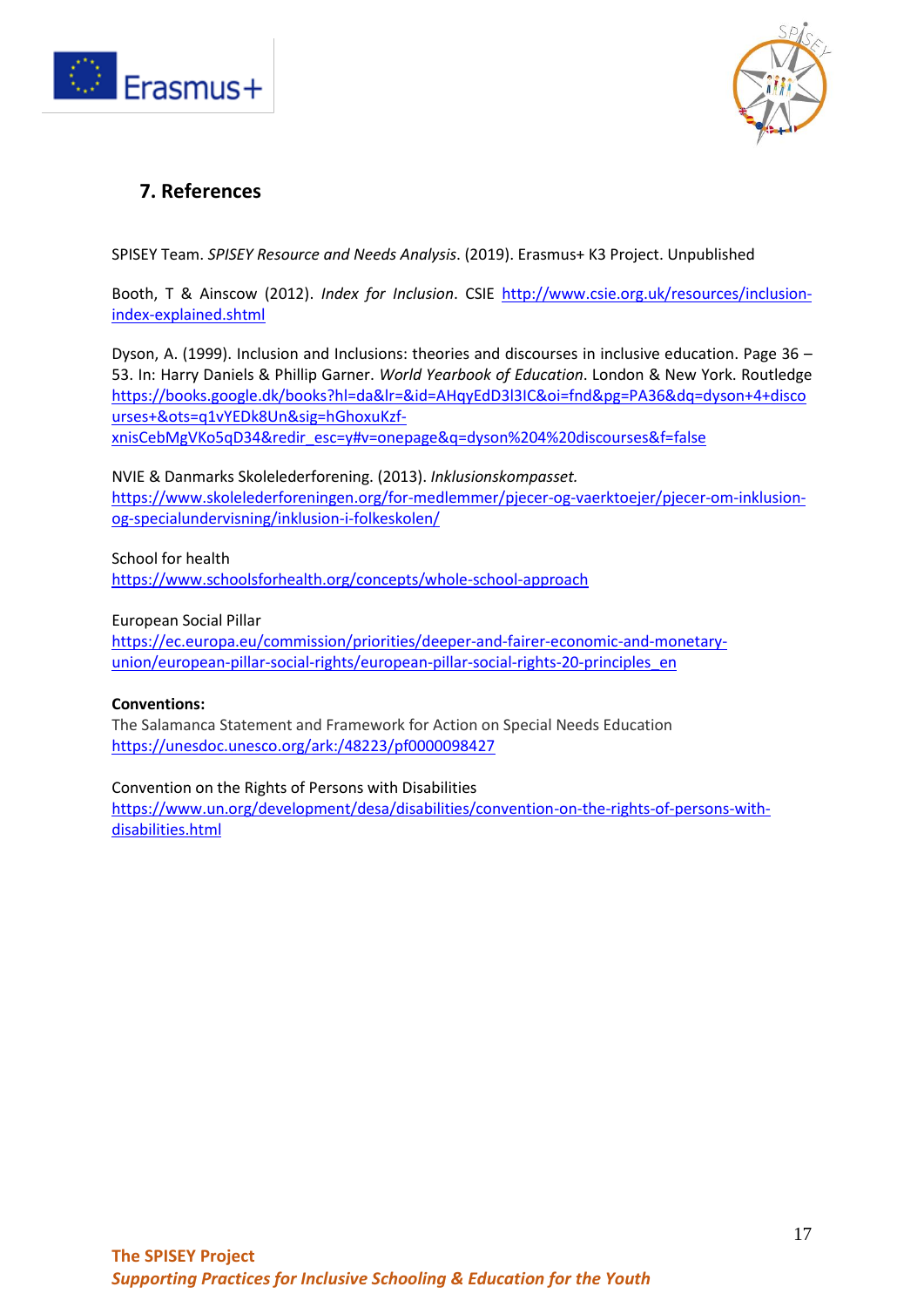## 7. References

SPISEY Team. *SPISEY Resource and Needs Analysis*. (2019). Erasmus+ K3 Project. Unpublished

Booth, T & Ainscow (2012). *Index for Inclusion*. CSIE http://www.csie.org.uk/resources/inclusion-index-explained.shtml

Dyson, A. (1999). Inclusion and Inclusions: theories and discourses in inclusive education. Page 36 – 53. In: Harry Daniels & Phillip Garner. *World Yearbook of Education*. London & New York. Routledge https://books.google.dk/books?hl=da&lr=&id=AHqyEdD3l3IC&oi=fnd&pg=PA36&dq=dyson+4+discourses+&ots=q1vYEDk8Un&sig=hGhoxuKzf-xnisCebMgVKo5qD34&redir_esc=y#v=onepage&q=dyson%204%20discourses&f=false

NVIE & Danmarks Skolelederforening. (2013). *Inklusionskompasset.* https://www.skolelederforeningen.org/for-medlemmer/pjecer-og-vaerktoejer/pjecer-om-inklusion-og-specialundervisning/inklusion-i-folkeskolen/

School for health
https://www.schoolsforhealth.org/concepts/whole-school-approach

European Social Pillar
https://ec.europa.eu/commission/priorities/deeper-and-fairer-economic-and-monetary-union/european-pillar-social-rights/european-pillar-social-rights-20-principles_en

**Conventions:**
The Salamanca Statement and Framework for Action on Special Needs Education
https://unesdoc.unesco.org/ark:/48223/pf0000098427

Convention on the Rights of Persons with Disabilities
https://www.un.org/development/desa/disabilities/convention-on-the-rights-of-persons-with-disabilities.html